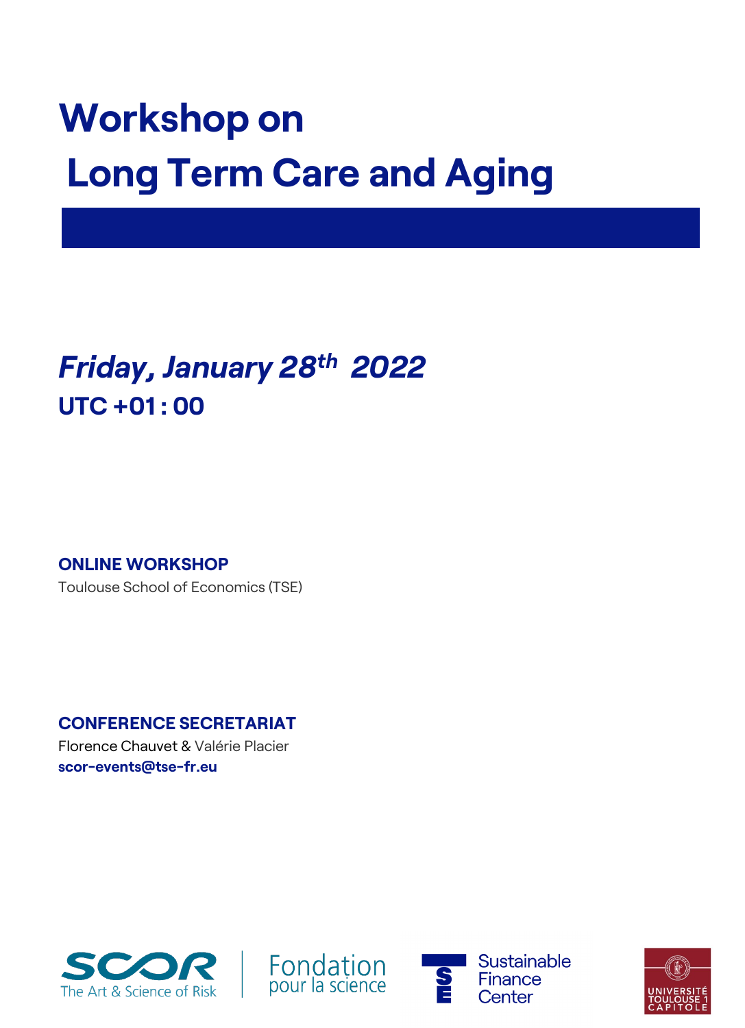# Workshop on Long Term Care and Aging

***Friday, January 28th 2022***

**UTC +01 : 00**

**ONLINE WORKSHOP**

Toulouse School of Economics (TSE)

**CONFERENCE SECRETARIAT**

Florence Chauvet & Valérie Placier

**scor-events@tse-fr.eu**

SCOR The Art & Science of Risk | Fondation pour la science

Sustainable Finance Center

Université Toulouse 1 Capitole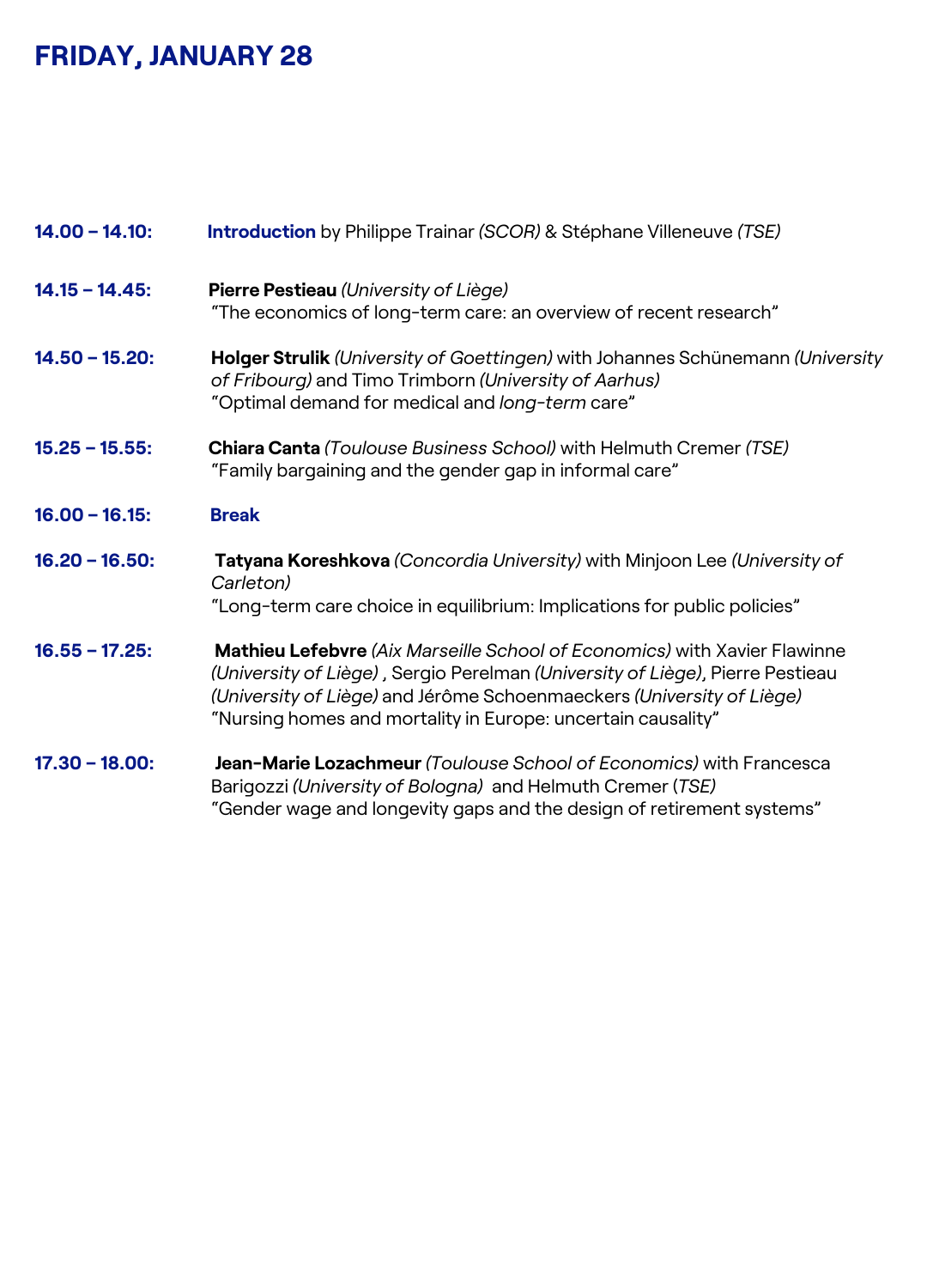## FRIDAY, JANUARY 28

**14.00 – 14.10:** **Introduction** by Philippe Trainar *(SCOR)* & Stéphane Villeneuve *(TSE)*

**14.15 – 14.45:** **Pierre Pestieau** *(University of Liège)*
"The economics of long-term care: an overview of recent research"

**14.50 – 15.20:** **Holger Strulik** *(University of Goettingen)* with Johannes Schünemann *(University of Fribourg)* and Timo Trimborn *(University of Aarhus)*
"Optimal demand for medical and *long-term* care"

**15.25 – 15.55:** **Chiara Canta** *(Toulouse Business School)* with Helmuth Cremer *(TSE)*
"Family bargaining and the gender gap in informal care"

**16.00 – 16.15:** **Break**

**16.20 – 16.50:** **Tatyana Koreshkova** *(Concordia University)* with Minjoon Lee *(University of Carleton)*
"Long-term care choice in equilibrium: Implications for public policies"

**16.55 – 17.25:** **Mathieu Lefebvre** *(Aix Marseille School of Economics)* with Xavier Flawinne *(University of Liège)* , Sergio Perelman *(University of Liège)*, Pierre Pestieau *(University of Liège)* and Jérôme Schoenmaeckers *(University of Liège)*
"Nursing homes and mortality in Europe: uncertain causality"

**17.30 – 18.00:** **Jean-Marie Lozachmeur** *(Toulouse School of Economics)* with Francesca Barigozzi *(University of Bologna)* and Helmuth Cremer (*TSE)*
"Gender wage and longevity gaps and the design of retirement systems"